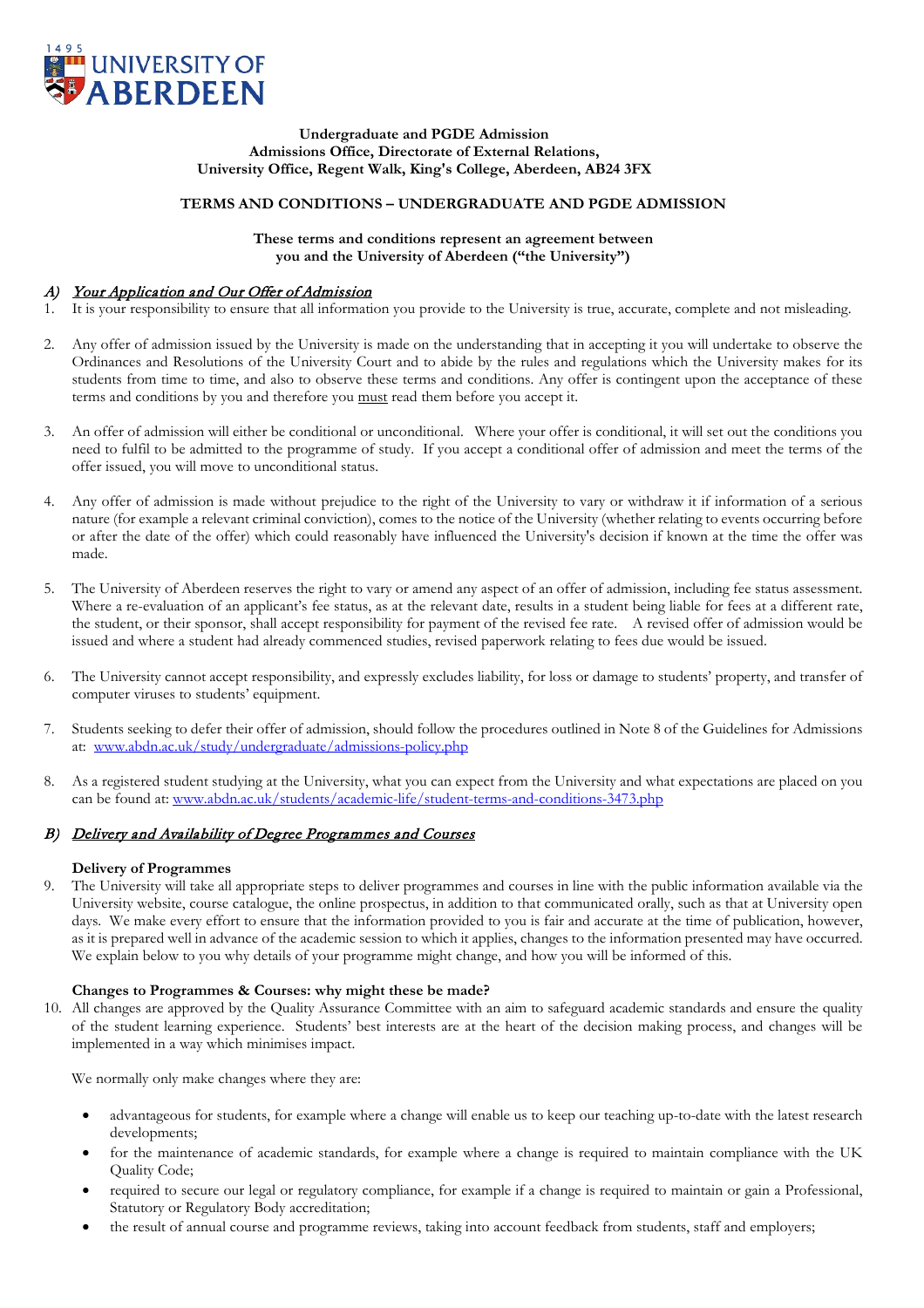**Undergraduate and PGDE Admission**
**Admissions Office, Directorate of External Relations,**
**University Office, Regent Walk, King's College, Aberdeen, AB24 3FX**

**TERMS AND CONDITIONS – UNDERGRADUATE AND PGDE ADMISSION**

**These terms and conditions represent an agreement between you and the University of Aberdeen ("the University")**

## A) Your Application and Our Offer of Admission

1. It is your responsibility to ensure that all information you provide to the University is true, accurate, complete and not misleading.

2. Any offer of admission issued by the University is made on the understanding that in accepting it you will undertake to observe the Ordinances and Resolutions of the University Court and to abide by the rules and regulations which the University makes for its students from time to time, and also to observe these terms and conditions. Any offer is contingent upon the acceptance of these terms and conditions by you and therefore you must read them before you accept it.

3. An offer of admission will either be conditional or unconditional. Where your offer is conditional, it will set out the conditions you need to fulfil to be admitted to the programme of study. If you accept a conditional offer of admission and meet the terms of the offer issued, you will move to unconditional status.

4. Any offer of admission is made without prejudice to the right of the University to vary or withdraw it if information of a serious nature (for example a relevant criminal conviction), comes to the notice of the University (whether relating to events occurring before or after the date of the offer) which could reasonably have influenced the University's decision if known at the time the offer was made.

5. The University of Aberdeen reserves the right to vary or amend any aspect of an offer of admission, including fee status assessment. Where a re-evaluation of an applicant's fee status, as at the relevant date, results in a student being liable for fees at a different rate, the student, or their sponsor, shall accept responsibility for payment of the revised fee rate. A revised offer of admission would be issued and where a student had already commenced studies, revised paperwork relating to fees due would be issued.

6. The University cannot accept responsibility, and expressly excludes liability, for loss or damage to students' property, and transfer of computer viruses to students' equipment.

7. Students seeking to defer their offer of admission, should follow the procedures outlined in Note 8 of the Guidelines for Admissions at: www.abdn.ac.uk/study/undergraduate/admissions-policy.php

8. As a registered student studying at the University, what you can expect from the University and what expectations are placed on you can be found at: www.abdn.ac.uk/students/academic-life/student-terms-and-conditions-3473.php

## B) Delivery and Availability of Degree Programmes and Courses

**Delivery of Programmes**

9. The University will take all appropriate steps to deliver programmes and courses in line with the public information available via the University website, course catalogue, the online prospectus, in addition to that communicated orally, such as that at University open days. We make every effort to ensure that the information provided to you is fair and accurate at the time of publication, however, as it is prepared well in advance of the academic session to which it applies, changes to the information presented may have occurred. We explain below to you why details of your programme might change, and how you will be informed of this.

**Changes to Programmes & Courses: why might these be made?**

10. All changes are approved by the Quality Assurance Committee with an aim to safeguard academic standards and ensure the quality of the student learning experience. Students' best interests are at the heart of the decision making process, and changes will be implemented in a way which minimises impact.

    We normally only make changes where they are:

    - advantageous for students, for example where a change will enable us to keep our teaching up-to-date with the latest research developments;
    - for the maintenance of academic standards, for example where a change is required to maintain compliance with the UK Quality Code;
    - required to secure our legal or regulatory compliance, for example if a change is required to maintain or gain a Professional, Statutory or Regulatory Body accreditation;
    - the result of annual course and programme reviews, taking into account feedback from students, staff and employers;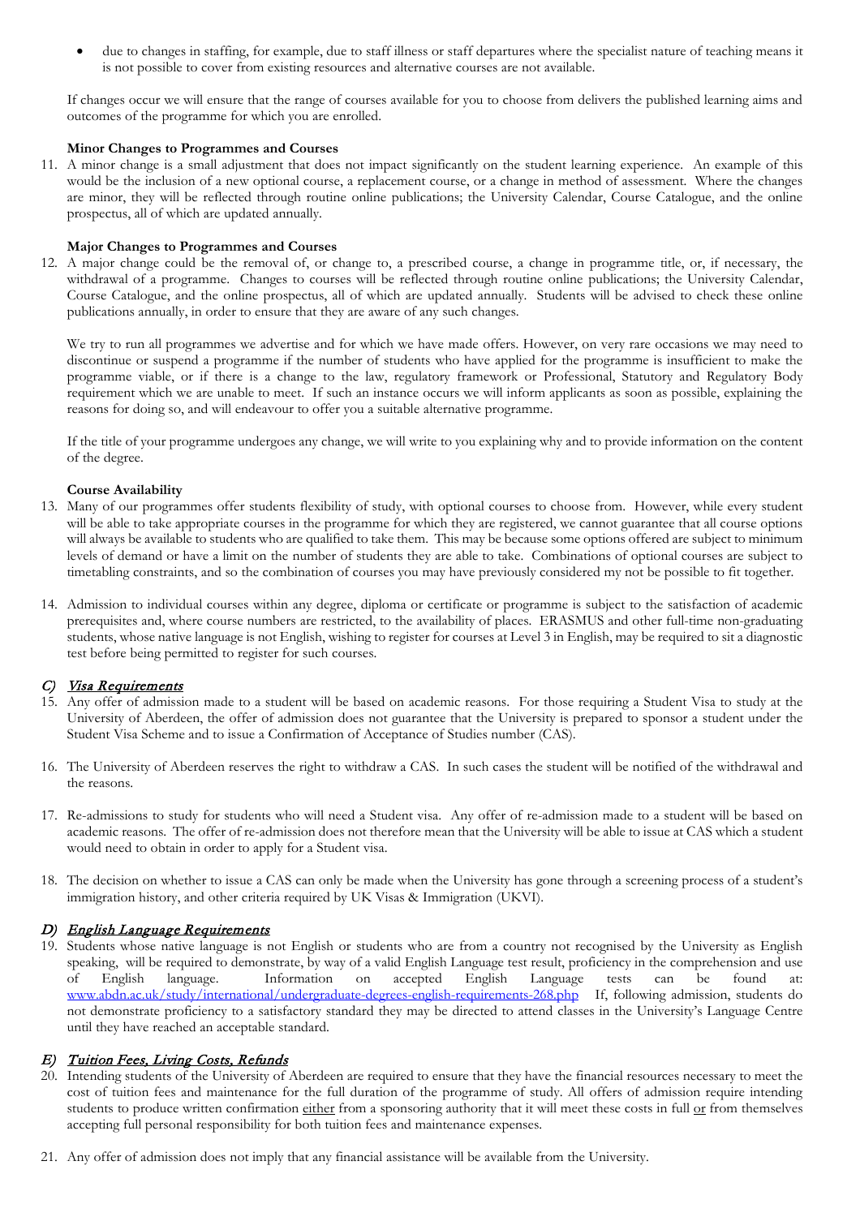- due to changes in staffing, for example, due to staff illness or staff departures where the specialist nature of teaching means it is not possible to cover from existing resources and alternative courses are not available.

If changes occur we will ensure that the range of courses available for you to choose from delivers the published learning aims and outcomes of the programme for which you are enrolled.

**Minor Changes to Programmes and Courses**

11. A minor change is a small adjustment that does not impact significantly on the student learning experience. An example of this would be the inclusion of a new optional course, a replacement course, or a change in method of assessment. Where the changes are minor, they will be reflected through routine online publications; the University Calendar, Course Catalogue, and the online prospectus, all of which are updated annually.

**Major Changes to Programmes and Courses**

12. A major change could be the removal of, or change to, a prescribed course, a change in programme title, or, if necessary, the withdrawal of a programme. Changes to courses will be reflected through routine online publications; the University Calendar, Course Catalogue, and the online prospectus, all of which are updated annually. Students will be advised to check these online publications annually, in order to ensure that they are aware of any such changes.

    We try to run all programmes we advertise and for which we have made offers. However, on very rare occasions we may need to discontinue or suspend a programme if the number of students who have applied for the programme is insufficient to make the programme viable, or if there is a change to the law, regulatory framework or Professional, Statutory and Regulatory Body requirement which we are unable to meet. If such an instance occurs we will inform applicants as soon as possible, explaining the reasons for doing so, and will endeavour to offer you a suitable alternative programme.

    If the title of your programme undergoes any change, we will write to you explaining why and to provide information on the content of the degree.

**Course Availability**

13. Many of our programmes offer students flexibility of study, with optional courses to choose from. However, while every student will be able to take appropriate courses in the programme for which they are registered, we cannot guarantee that all course options will always be available to students who are qualified to take them. This may be because some options offered are subject to minimum levels of demand or have a limit on the number of students they are able to take. Combinations of optional courses are subject to timetabling constraints, and so the combination of courses you may have previously considered my not be possible to fit together.

14. Admission to individual courses within any degree, diploma or certificate or programme is subject to the satisfaction of academic prerequisites and, where course numbers are restricted, to the availability of places. ERASMUS and other full-time non-graduating students, whose native language is not English, wishing to register for courses at Level 3 in English, may be required to sit a diagnostic test before being permitted to register for such courses.

## *C) Visa Requirements*

15. Any offer of admission made to a student will be based on academic reasons. For those requiring a Student Visa to study at the University of Aberdeen, the offer of admission does not guarantee that the University is prepared to sponsor a student under the Student Visa Scheme and to issue a Confirmation of Acceptance of Studies number (CAS).

16. The University of Aberdeen reserves the right to withdraw a CAS. In such cases the student will be notified of the withdrawal and the reasons.

17. Re-admissions to study for students who will need a Student visa. Any offer of re-admission made to a student will be based on academic reasons. The offer of re-admission does not therefore mean that the University will be able to issue at CAS which a student would need to obtain in order to apply for a Student visa.

18. The decision on whether to issue a CAS can only be made when the University has gone through a screening process of a student's immigration history, and other criteria required by UK Visas & Immigration (UKVI).

## *D) English Language Requirements*

19. Students whose native language is not English or students who are from a country not recognised by the University as English speaking, will be required to demonstrate, by way of a valid English Language test result, proficiency in the comprehension and use of English language. Information on accepted English Language tests can be found at: [www.abdn.ac.uk/study/international/undergraduate-degrees-english-requirements-268.php](www.abdn.ac.uk/study/international/undergraduate-degrees-english-requirements-268.php) If, following admission, students do not demonstrate proficiency to a satisfactory standard they may be directed to attend classes in the University's Language Centre until they have reached an acceptable standard.

## *E) Tuition Fees, Living Costs, Refunds*

20. Intending students of the University of Aberdeen are required to ensure that they have the financial resources necessary to meet the cost of tuition fees and maintenance for the full duration of the programme of study. All offers of admission require intending students to produce written confirmation either from a sponsoring authority that it will meet these costs in full or from themselves accepting full personal responsibility for both tuition fees and maintenance expenses.

21. Any offer of admission does not imply that any financial assistance will be available from the University.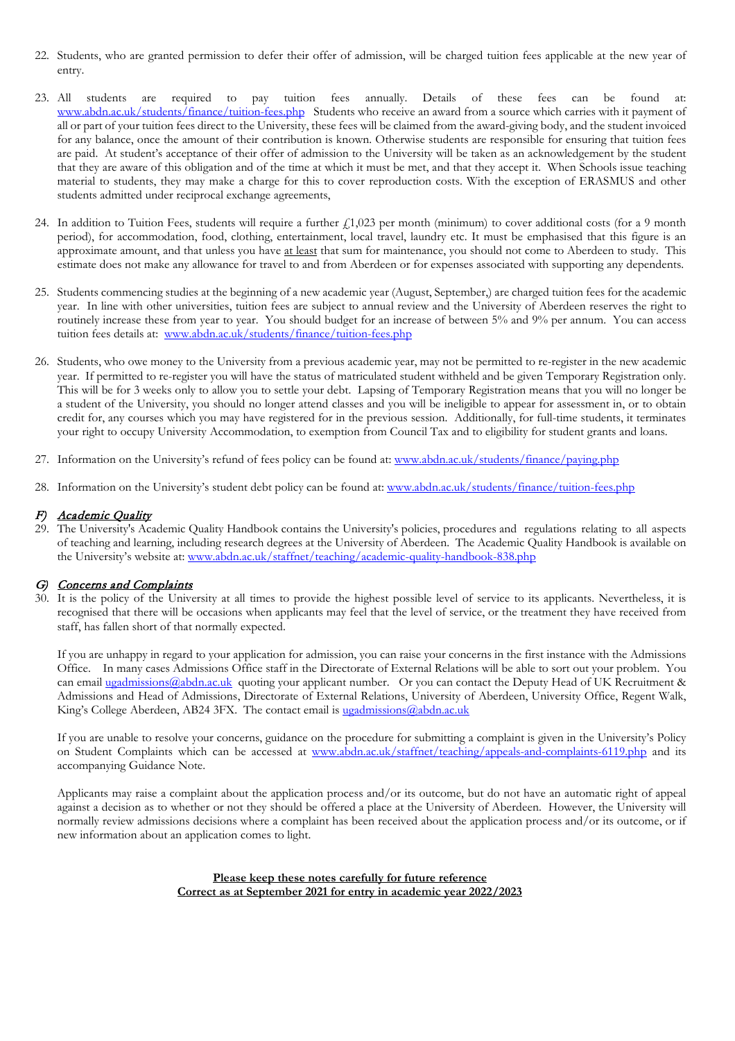22. Students, who are granted permission to defer their offer of admission, will be charged tuition fees applicable at the new year of entry.

23. All students are required to pay tuition fees annually. Details of these fees can be found at: www.abdn.ac.uk/students/finance/tuition-fees.php Students who receive an award from a source which carries with it payment of all or part of your tuition fees direct to the University, these fees will be claimed from the award-giving body, and the student invoiced for any balance, once the amount of their contribution is known. Otherwise students are responsible for ensuring that tuition fees are paid. At student's acceptance of their offer of admission to the University will be taken as an acknowledgement by the student that they are aware of this obligation and of the time at which it must be met, and that they accept it. When Schools issue teaching material to students, they may make a charge for this to cover reproduction costs. With the exception of ERASMUS and other students admitted under reciprocal exchange agreements,

24. In addition to Tuition Fees, students will require a further £1,023 per month (minimum) to cover additional costs (for a 9 month period), for accommodation, food, clothing, entertainment, local travel, laundry etc. It must be emphasised that this figure is an approximate amount, and that unless you have <u>at least</u> that sum for maintenance, you should not come to Aberdeen to study. This estimate does not make any allowance for travel to and from Aberdeen or for expenses associated with supporting any dependents.

25. Students commencing studies at the beginning of a new academic year (August, September,) are charged tuition fees for the academic year. In line with other universities, tuition fees are subject to annual review and the University of Aberdeen reserves the right to routinely increase these from year to year. You should budget for an increase of between 5% and 9% per annum. You can access tuition fees details at: www.abdn.ac.uk/students/finance/tuition-fees.php

26. Students, who owe money to the University from a previous academic year, may not be permitted to re-register in the new academic year. If permitted to re-register you will have the status of matriculated student withheld and be given Temporary Registration only. This will be for 3 weeks only to allow you to settle your debt. Lapsing of Temporary Registration means that you will no longer be a student of the University, you should no longer attend classes and you will be ineligible to appear for assessment in, or to obtain credit for, any courses which you may have registered for in the previous session. Additionally, for full-time students, it terminates your right to occupy University Accommodation, to exemption from Council Tax and to eligibility for student grants and loans.

27. Information on the University's refund of fees policy can be found at: www.abdn.ac.uk/students/finance/paying.php

28. Information on the University's student debt policy can be found at: www.abdn.ac.uk/students/finance/tuition-fees.php

### F) *Academic Quality*

29. The University's Academic Quality Handbook contains the University's policies, procedures and regulations relating to all aspects of teaching and learning, including research degrees at the University of Aberdeen. The Academic Quality Handbook is available on the University's website at: www.abdn.ac.uk/staffnet/teaching/academic-quality-handbook-838.php

### G) *Concerns and Complaints*

30. It is the policy of the University at all times to provide the highest possible level of service to its applicants. Nevertheless, it is recognised that there will be occasions when applicants may feel that the level of service, or the treatment they have received from staff, has fallen short of that normally expected.

    If you are unhappy in regard to your application for admission, you can raise your concerns in the first instance with the Admissions Office. In many cases Admissions Office staff in the Directorate of External Relations will be able to sort out your problem. You can email ugadmissions@abdn.ac.uk quoting your applicant number. Or you can contact the Deputy Head of UK Recruitment & Admissions and Head of Admissions, Directorate of External Relations, University of Aberdeen, University Office, Regent Walk, King's College Aberdeen, AB24 3FX. The contact email is ugadmissions@abdn.ac.uk

    If you are unable to resolve your concerns, guidance on the procedure for submitting a complaint is given in the University's Policy on Student Complaints which can be accessed at www.abdn.ac.uk/staffnet/teaching/appeals-and-complaints-6119.php and its accompanying Guidance Note.

    Applicants may raise a complaint about the application process and/or its outcome, but do not have an automatic right of appeal against a decision as to whether or not they should be offered a place at the University of Aberdeen. However, the University will normally review admissions decisions where a complaint has been received about the application process and/or its outcome, or if new information about an application comes to light.

**<u>Please keep these notes carefully for future reference</u>**
**<u>Correct as at September 2021 for entry in academic year 2022/2023</u>**